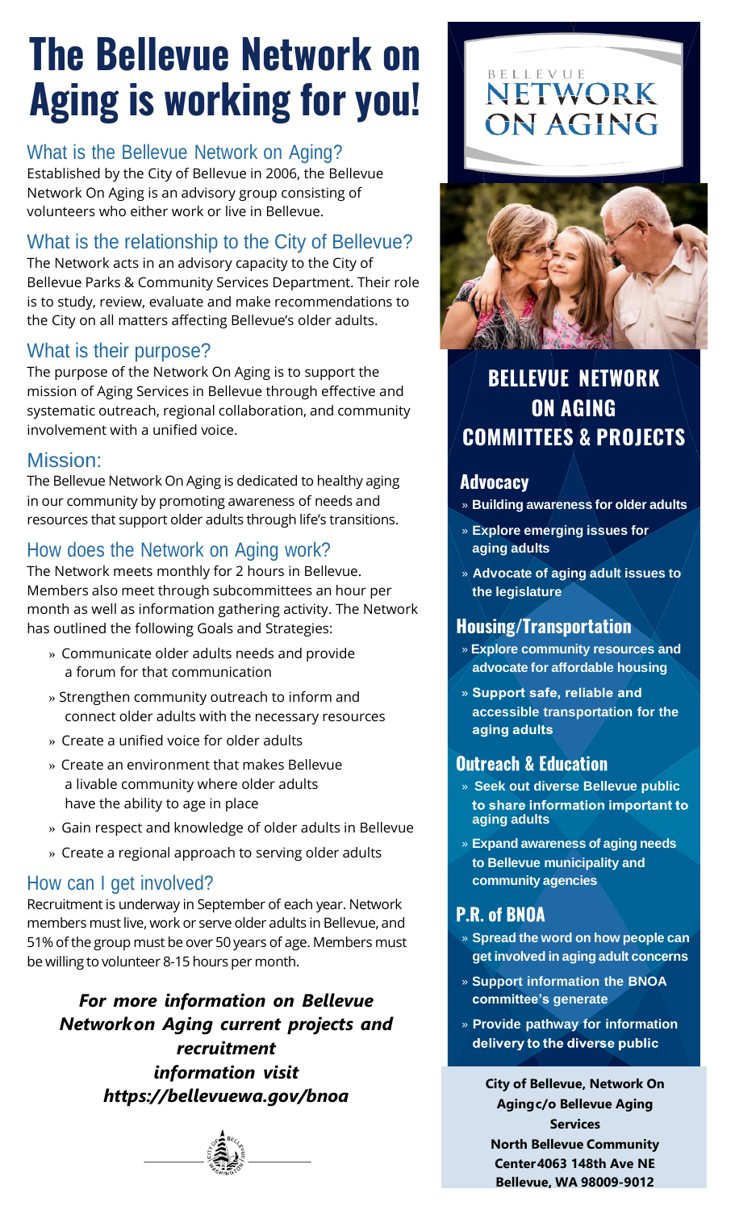# The Bellevue Network on Aging is working for you!

## What is the Bellevue Network on Aging?

Established by the City of Bellevue in 2006, the Bellevue Network On Aging is an advisory group consisting of volunteers who either work or live in Bellevue.

## What is the relationship to the City of Bellevue?

The Network acts in an advisory capacity to the City of Bellevue Parks & Community Services Department. Their role is to study, review, evaluate and make recommendations to the City on all matters affecting Bellevue's older adults.

## What is their purpose?

The purpose of the Network On Aging is to support the mission of Aging Services in Bellevue through effective and systematic outreach, regional collaboration, and community involvement with a unified voice.

## Mission:

The Bellevue Network On Aging is dedicated to healthy aging in our community by promoting awareness of needs and resources that support older adults through life's transitions.

## How does the Network on Aging work?

The Network meets monthly for 2 hours in Bellevue. Members also meet through subcommittees an hour per month as well as information gathering activity. The Network has outlined the following Goals and Strategies:

- » Communicate older adults needs and provide a forum for that communication
- » Strengthen community outreach to inform and connect older adults with the necessary resources
- » Create a unified voice for older adults
- » Create an environment that makes Bellevue a livable community where older adults have the ability to age in place
- » Gain respect and knowledge of older adults in Bellevue
- » Create a regional approach to serving older adults

## How can I get involved?

Recruitment is underway in September of each year. Network members must live, work or serve older adults in Bellevue, and 51% of the group must be over 50 years of age. Members must be willing to volunteer 8-15 hours per month.

***For more information on Bellevue Networkon Aging current projects and recruitment information visit https://bellevuewa.gov/bnoa***

BELLEVUE NETWORK ON AGING

## BELLEVUE NETWORK ON AGING COMMITTEES & PROJECTS

### Advocacy

- » **Building awareness for older adults**
- » **Explore emerging issues for aging adults**
- » **Advocate of aging adult issues to the legislature**

### Housing/Transportation

- » **Explore community resources and advocate for affordable housing**
- » **Support safe, reliable and accessible transportation for the aging adults**

### Outreach & Education

- » **Seek out diverse Bellevue public to share information important to aging adults**
- » **Expand awareness of aging needs to Bellevue municipality and community agencies**

### P.R. of BNOA

- » **Spread the word on how people can get involved in aging adult concerns**
- » **Support information the BNOA committee's generate**
- » **Provide pathway for information delivery to the diverse public**

**City of Bellevue, Network On Agingc/o Bellevue Aging Services**
**North Bellevue Community Center4063 148th Ave NE**
**Bellevue, WA 98009-9012**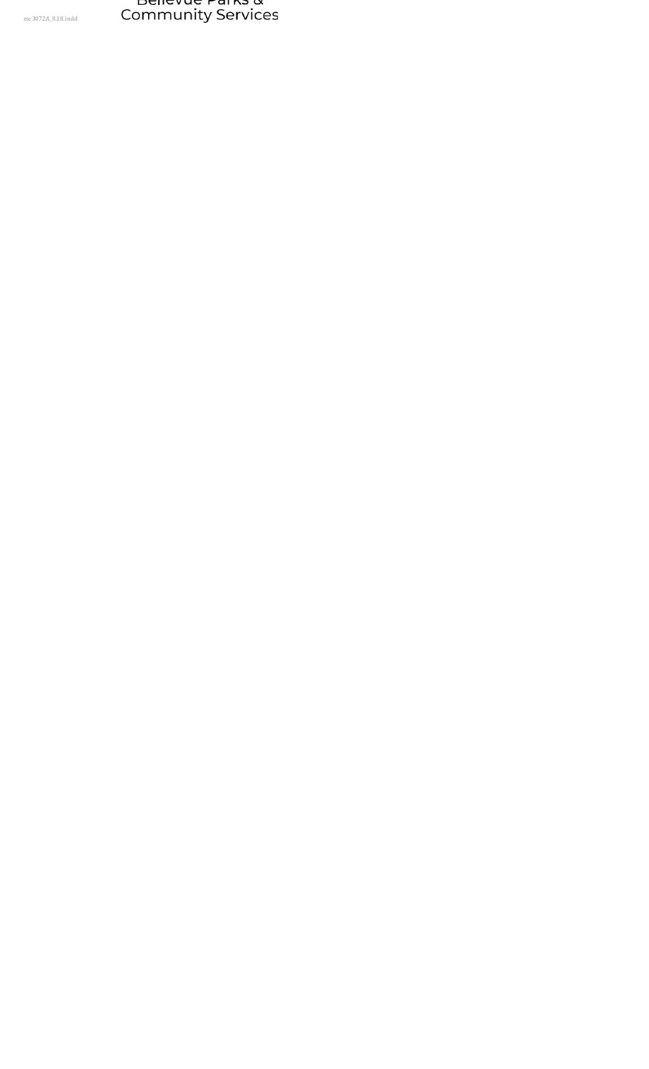mc3072A_8.18.indd

Bellevue Parks &
Community Services